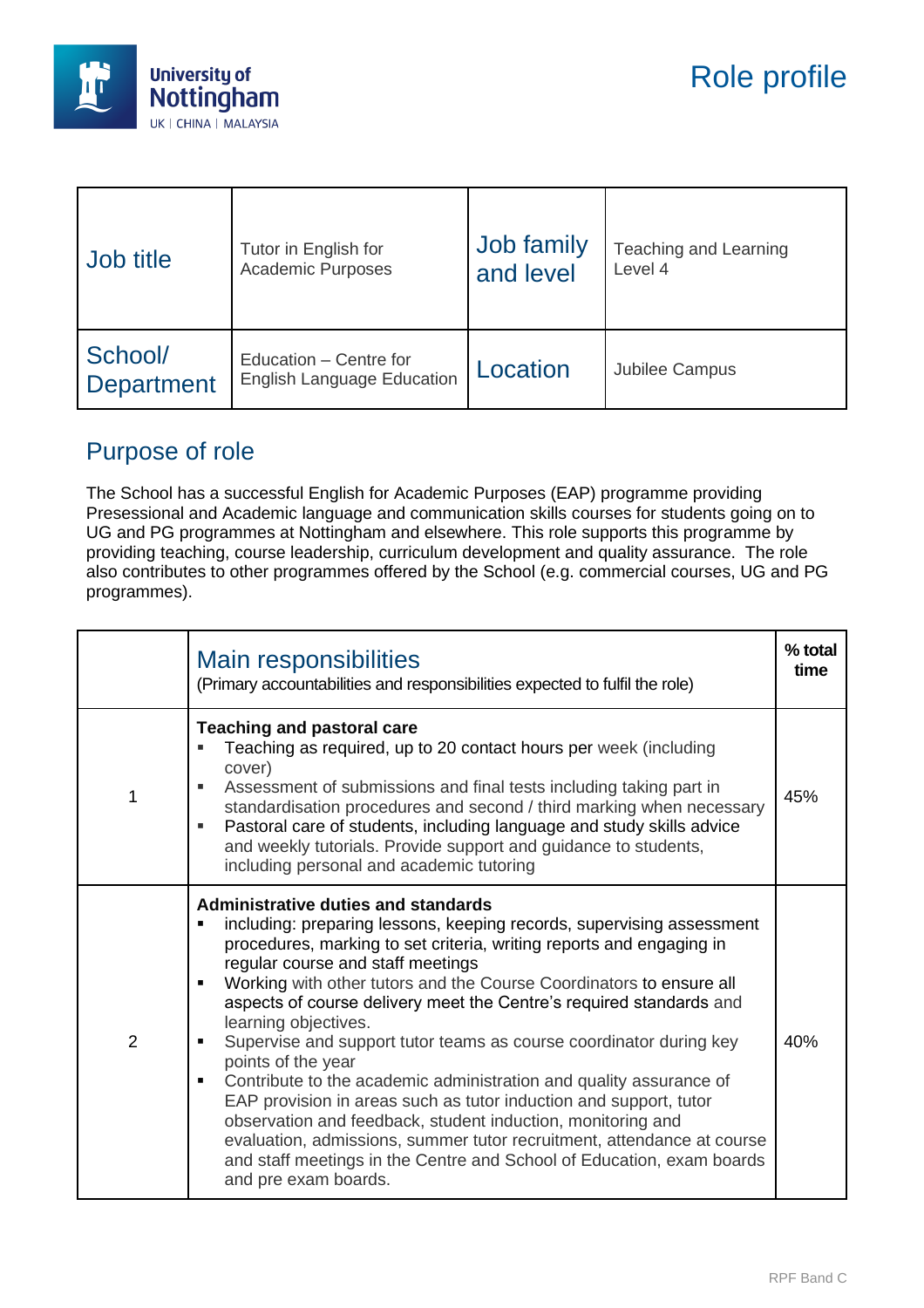# Role profile

| Job title | Tutor in English for Academic Purposes | Job family and level | Teaching and Learning Level 4 |
|---|---|---|---|
| School/ Department | Education – Centre for English Language Education | Location | Jubilee Campus |

## Purpose of role

The School has a successful English for Academic Purposes (EAP) programme providing Presessional and Academic language and communication skills courses for students going on to UG and PG programmes at Nottingham and elsewhere. This role supports this programme by providing teaching, course leadership, curriculum development and quality assurance. The role also contributes to other programmes offered by the School (e.g. commercial courses, UG and PG programmes).

| | Main responsibilities (Primary accountabilities and responsibilities expected to fulfil the role) | % total time |
|---|---|---|
| 1 | **Teaching and pastoral care**<br>▪ Teaching as required, up to 20 contact hours per week (including cover)<br>▪ Assessment of submissions and final tests including taking part in standardisation procedures and second / third marking when necessary<br>▪ Pastoral care of students, including language and study skills advice and weekly tutorials. Provide support and guidance to students, including personal and academic tutoring | 45% |
| 2 | **Administrative duties and standards**<br>▪ including: preparing lessons, keeping records, supervising assessment procedures, marking to set criteria, writing reports and engaging in regular course and staff meetings<br>▪ Working with other tutors and the Course Coordinators to ensure all aspects of course delivery meet the Centre's required standards and learning objectives.<br>▪ Supervise and support tutor teams as course coordinator during key points of the year<br>▪ Contribute to the academic administration and quality assurance of EAP provision in areas such as tutor induction and support, tutor observation and feedback, student induction, monitoring and evaluation, admissions, summer tutor recruitment, attendance at course and staff meetings in the Centre and School of Education, exam boards and pre exam boards. | 40% |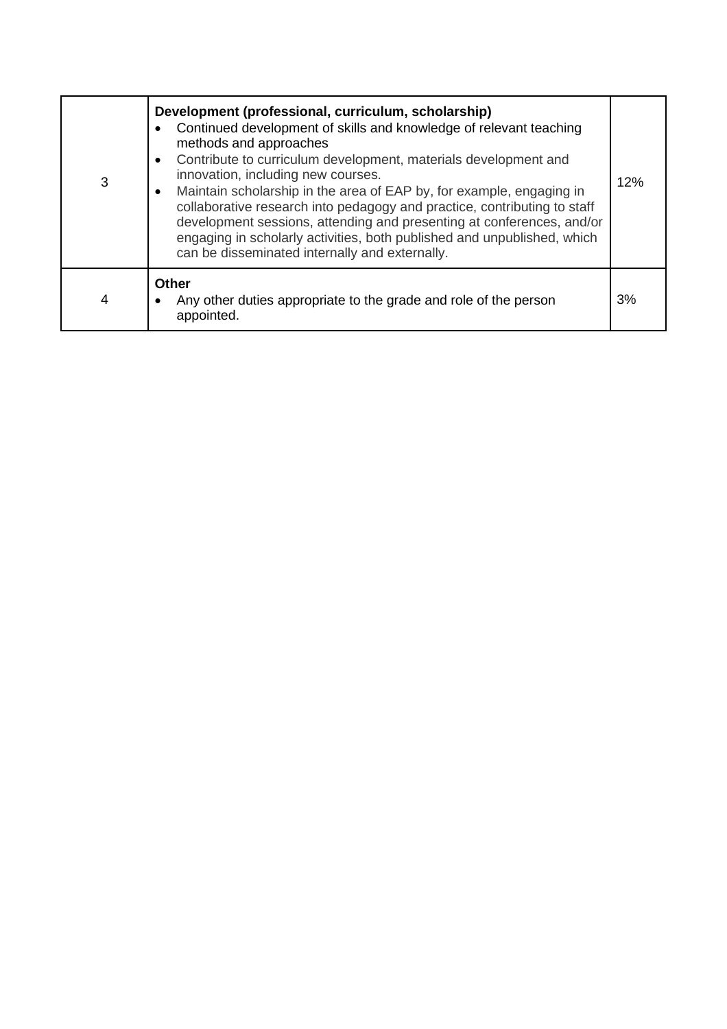| | | |
|---|---|---|
| 3 | **Development (professional, curriculum, scholarship)**<br>• Continued development of skills and knowledge of relevant teaching methods and approaches<br>• Contribute to curriculum development, materials development and innovation, including new courses.<br>• Maintain scholarship in the area of EAP by, for example, engaging in collaborative research into pedagogy and practice, contributing to staff development sessions, attending and presenting at conferences, and/or engaging in scholarly activities, both published and unpublished, which can be disseminated internally and externally. | 12% |
| 4 | **Other**<br>• Any other duties appropriate to the grade and role of the person appointed. | 3% |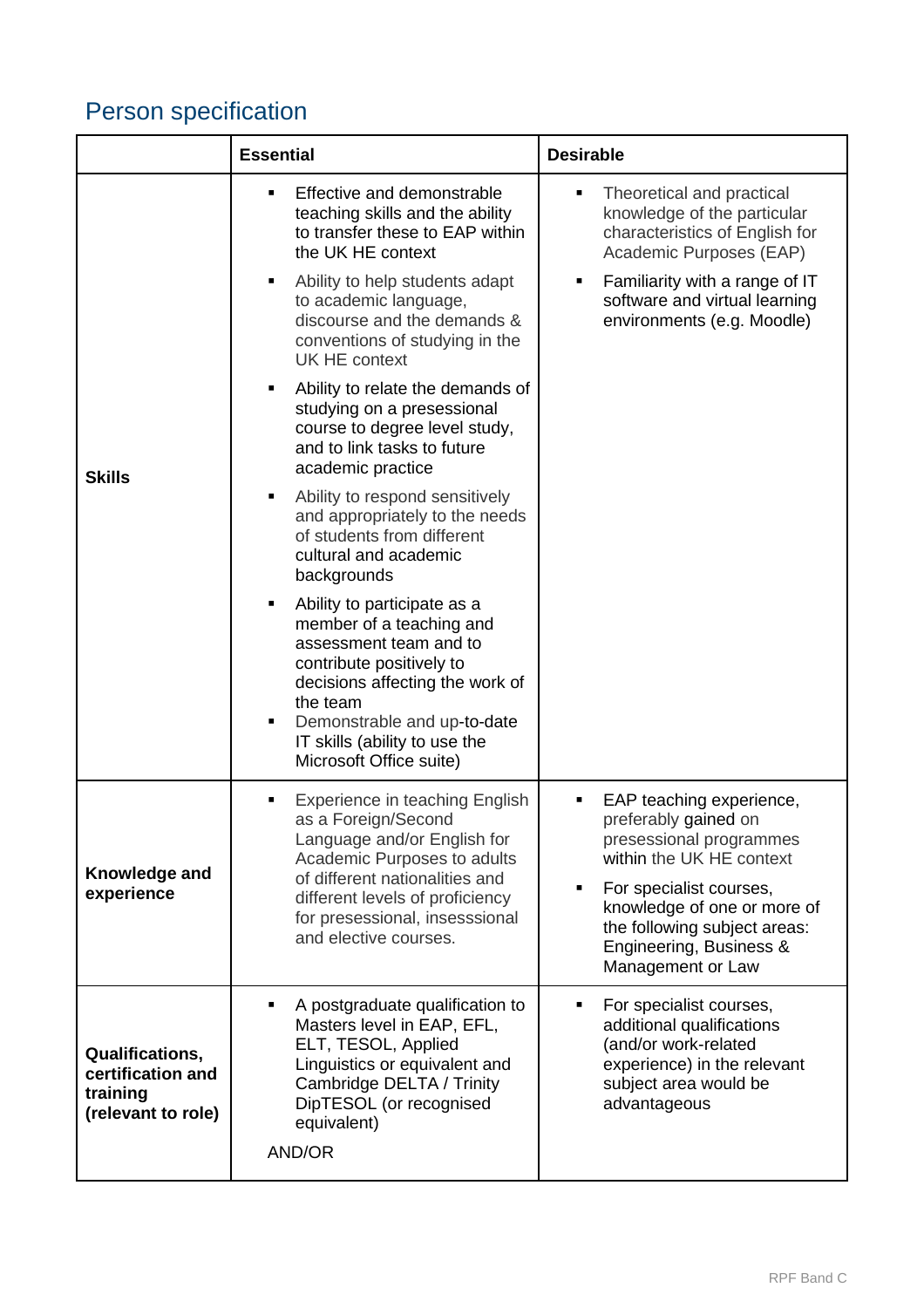## Person specification

| | Essential | Desirable |
|---|---|---|
| **Skills** | ▪ Effective and demonstrable teaching skills and the ability to transfer these to EAP within the UK HE context<br>▪ Ability to help students adapt to academic language, discourse and the demands & conventions of studying in the UK HE context<br>▪ Ability to relate the demands of studying on a presessional course to degree level study, and to link tasks to future academic practice<br>▪ Ability to respond sensitively and appropriately to the needs of students from different cultural and academic backgrounds<br>▪ Ability to participate as a member of a teaching and assessment team and to contribute positively to decisions affecting the work of the team<br>▪ Demonstrable and up-to-date IT skills (ability to use the Microsoft Office suite) | ▪ Theoretical and practical knowledge of the particular characteristics of English for Academic Purposes (EAP)<br>▪ Familiarity with a range of IT software and virtual learning environments (e.g. Moodle) |
| **Knowledge and experience** | ▪ Experience in teaching English as a Foreign/Second Language and/or English for Academic Purposes to adults of different nationalities and different levels of proficiency for presessional, insesssional and elective courses. | ▪ EAP teaching experience, preferably gained on presessional programmes within the UK HE context<br>▪ For specialist courses, knowledge of one or more of the following subject areas: Engineering, Business & Management or Law |
| **Qualifications, certification and training (relevant to role)** | ▪ A postgraduate qualification to Masters level in EAP, EFL, ELT, TESOL, Applied Linguistics or equivalent and Cambridge DELTA / Trinity DipTESOL (or recognised equivalent)<br>AND/OR | ▪ For specialist courses, additional qualifications (and/or work-related experience) in the relevant subject area would be advantageous |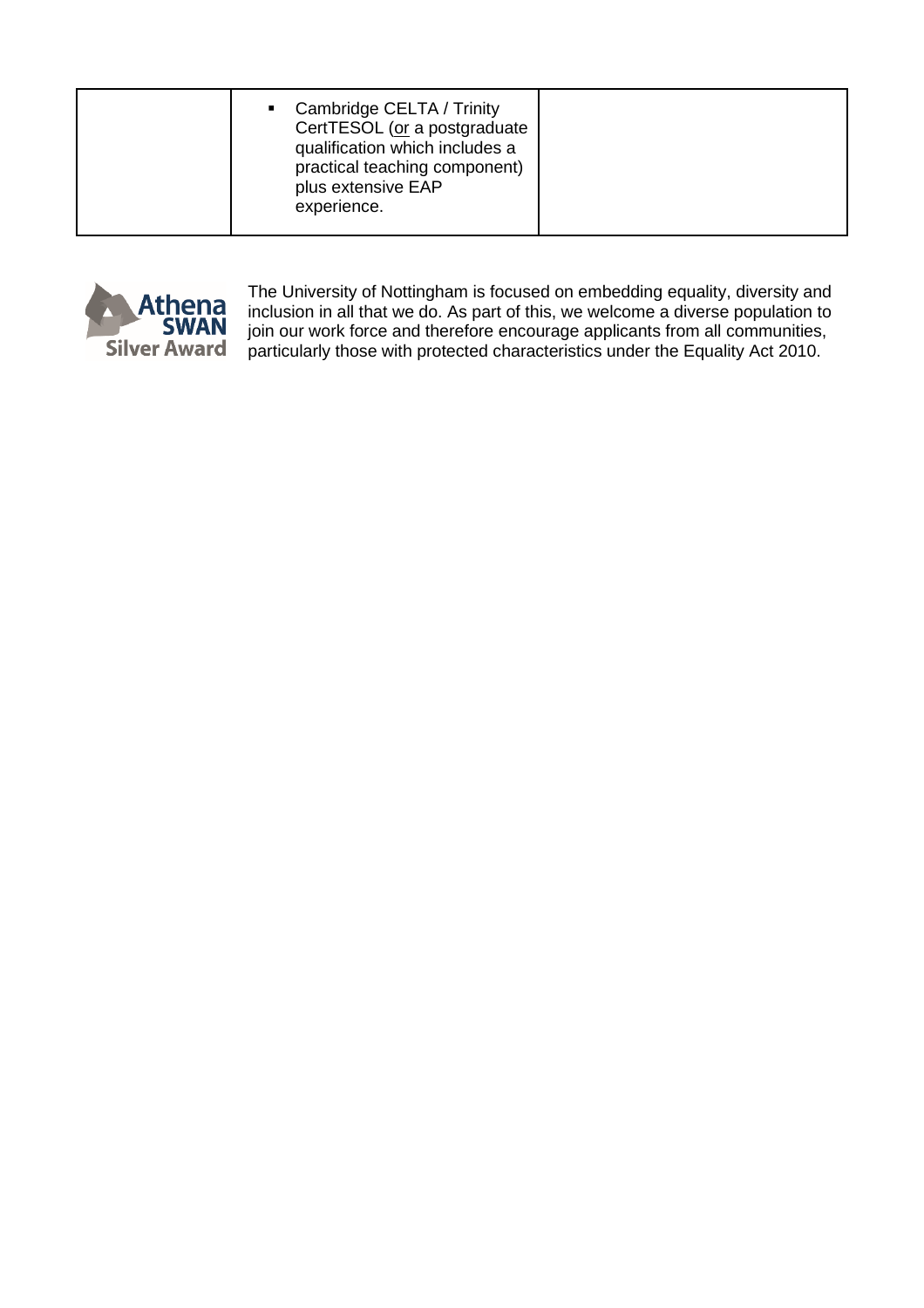| | | |
|---|---|---|
| | ▪ Cambridge CELTA / Trinity CertTESOL (<u>or</u> a postgraduate qualification which includes a practical teaching component) plus extensive EAP experience. | |

Athena SWAN Silver Award

The University of Nottingham is focused on embedding equality, diversity and inclusion in all that we do. As part of this, we welcome a diverse population to join our work force and therefore encourage applicants from all communities, particularly those with protected characteristics under the Equality Act 2010.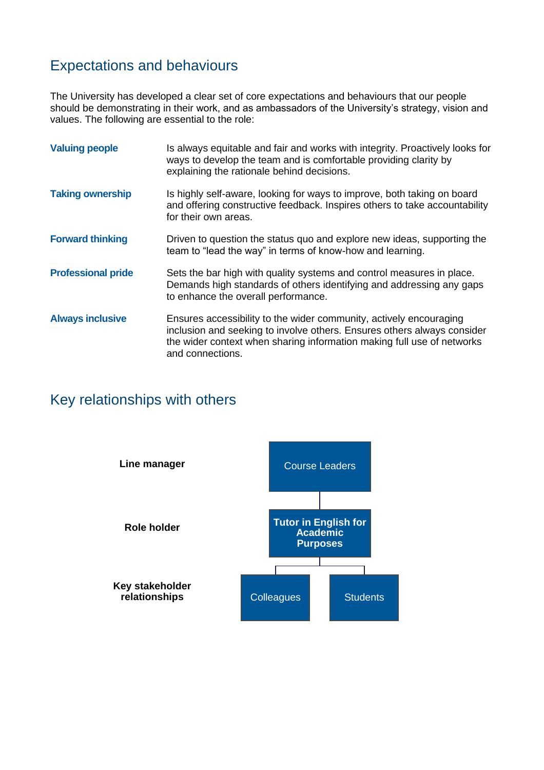## Expectations and behaviours

The University has developed a clear set of core expectations and behaviours that our people should be demonstrating in their work, and as ambassadors of the University's strategy, vision and values. The following are essential to the role:

| | |
|---|---|
| **Valuing people** | Is always equitable and fair and works with integrity. Proactively looks for ways to develop the team and is comfortable providing clarity by explaining the rationale behind decisions. |
| **Taking ownership** | Is highly self-aware, looking for ways to improve, both taking on board and offering constructive feedback. Inspires others to take accountability for their own areas. |
| **Forward thinking** | Driven to question the status quo and explore new ideas, supporting the team to "lead the way" in terms of know-how and learning. |
| **Professional pride** | Sets the bar high with quality systems and control measures in place. Demands high standards of others identifying and addressing any gaps to enhance the overall performance. |
| **Always inclusive** | Ensures accessibility to the wider community, actively encouraging inclusion and seeking to involve others. Ensures others always consider the wider context when sharing information making full use of networks and connections. |

## Key relationships with others

**Line manager**

Course Leaders

**Role holder**

**Tutor in English for Academic Purposes**

**Key stakeholder relationships**

Colleagues

Students